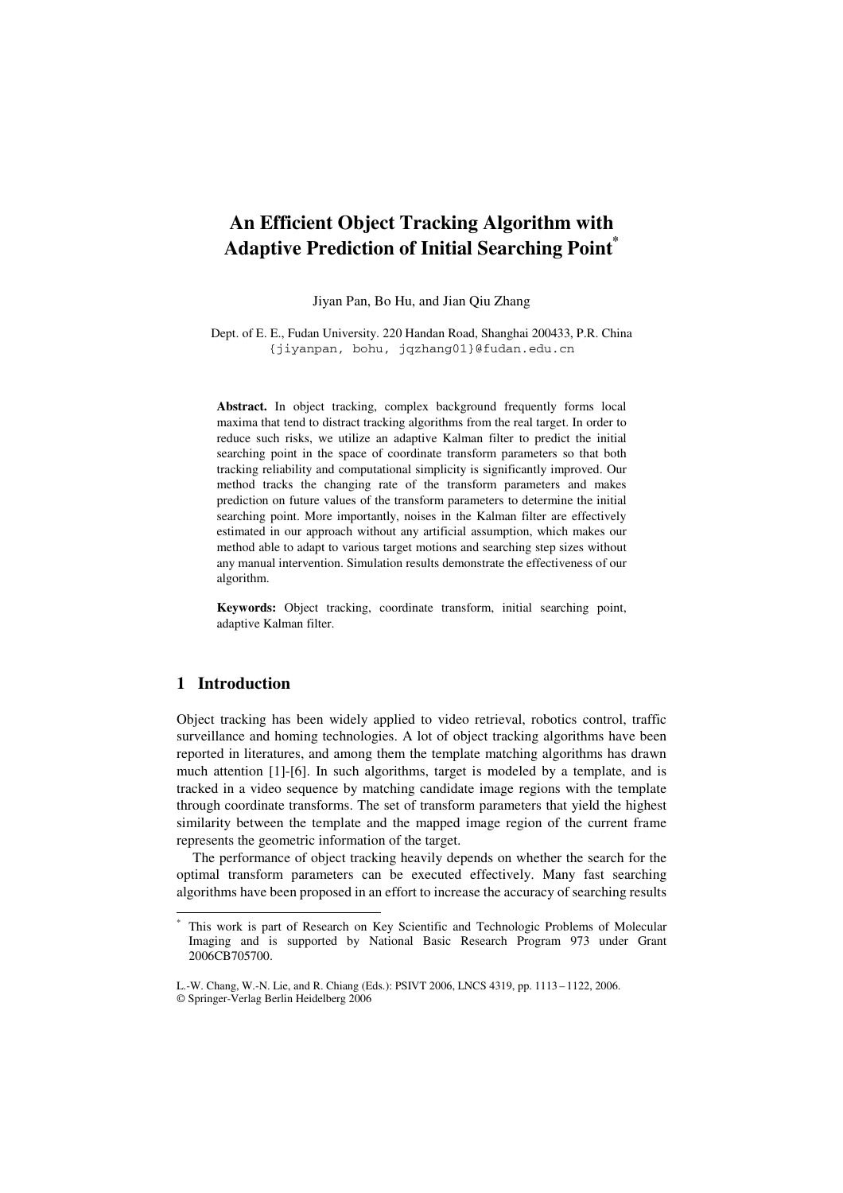# An Efficient Object Tracking Algorithm with Adaptive Prediction of Initial Searching Point*

Jiyan Pan, Bo Hu, and Jian Qiu Zhang

Dept. of E. E., Fudan University. 220 Handan Road, Shanghai 200433, P.R. China
{jiyanpan, bohu, jqzhang01}@fudan.edu.cn

**Abstract.** In object tracking, complex background frequently forms local maxima that tend to distract tracking algorithms from the real target. In order to reduce such risks, we utilize an adaptive Kalman filter to predict the initial searching point in the space of coordinate transform parameters so that both tracking reliability and computational simplicity is significantly improved. Our method tracks the changing rate of the transform parameters and makes prediction on future values of the transform parameters to determine the initial searching point. More importantly, noises in the Kalman filter are effectively estimated in our approach without any artificial assumption, which makes our method able to adapt to various target motions and searching step sizes without any manual intervention. Simulation results demonstrate the effectiveness of our algorithm.

**Keywords:** Object tracking, coordinate transform, initial searching point, adaptive Kalman filter.

## 1 Introduction

Object tracking has been widely applied to video retrieval, robotics control, traffic surveillance and homing technologies. A lot of object tracking algorithms have been reported in literatures, and among them the template matching algorithms has drawn much attention [1]-[6]. In such algorithms, target is modeled by a template, and is tracked in a video sequence by matching candidate image regions with the template through coordinate transforms. The set of transform parameters that yield the highest similarity between the template and the mapped image region of the current frame represents the geometric information of the target.

The performance of object tracking heavily depends on whether the search for the optimal transform parameters can be executed effectively. Many fast searching algorithms have been proposed in an effort to increase the accuracy of searching results

---

* This work is part of Research on Key Scientific and Technologic Problems of Molecular Imaging and is supported by National Basic Research Program 973 under Grant 2006CB705700.

L.-W. Chang, W.-N. Lie, and R. Chiang (Eds.): PSIVT 2006, LNCS 4319, pp. 1113 – 1122, 2006.
© Springer-Verlag Berlin Heidelberg 2006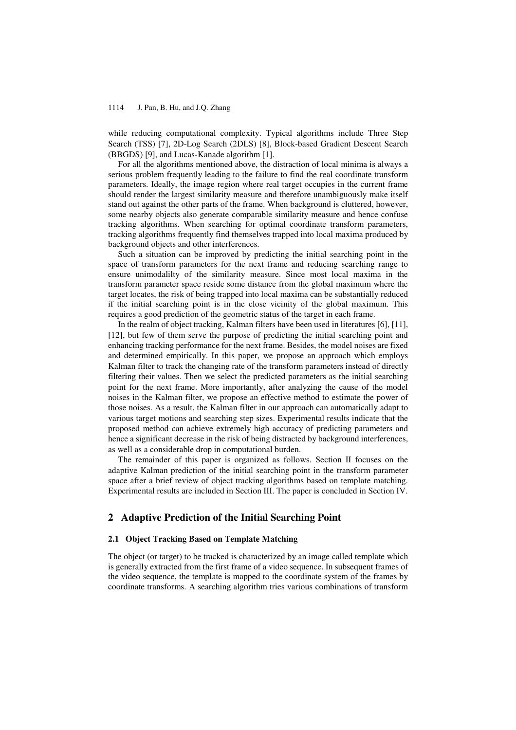while reducing computational complexity. Typical algorithms include Three Step Search (TSS) [7], 2D-Log Search (2DLS) [8], Block-based Gradient Descent Search (BBGDS) [9], and Lucas-Kanade algorithm [1].

For all the algorithms mentioned above, the distraction of local minima is always a serious problem frequently leading to the failure to find the real coordinate transform parameters. Ideally, the image region where real target occupies in the current frame should render the largest similarity measure and therefore unambiguously make itself stand out against the other parts of the frame. When background is cluttered, however, some nearby objects also generate comparable similarity measure and hence confuse tracking algorithms. When searching for optimal coordinate transform parameters, tracking algorithms frequently find themselves trapped into local maxima produced by background objects and other interferences.

Such a situation can be improved by predicting the initial searching point in the space of transform parameters for the next frame and reducing searching range to ensure unimodalilty of the similarity measure. Since most local maxima in the transform parameter space reside some distance from the global maximum where the target locates, the risk of being trapped into local maxima can be substantially reduced if the initial searching point is in the close vicinity of the global maximum. This requires a good prediction of the geometric status of the target in each frame.

In the realm of object tracking, Kalman filters have been used in literatures [6], [11], [12], but few of them serve the purpose of predicting the initial searching point and enhancing tracking performance for the next frame. Besides, the model noises are fixed and determined empirically. In this paper, we propose an approach which employs Kalman filter to track the changing rate of the transform parameters instead of directly filtering their values. Then we select the predicted parameters as the initial searching point for the next frame. More importantly, after analyzing the cause of the model noises in the Kalman filter, we propose an effective method to estimate the power of those noises. As a result, the Kalman filter in our approach can automatically adapt to various target motions and searching step sizes. Experimental results indicate that the proposed method can achieve extremely high accuracy of predicting parameters and hence a significant decrease in the risk of being distracted by background interferences, as well as a considerable drop in computational burden.

The remainder of this paper is organized as follows. Section II focuses on the adaptive Kalman prediction of the initial searching point in the transform parameter space after a brief review of object tracking algorithms based on template matching. Experimental results are included in Section III. The paper is concluded in Section IV.

## 2 Adaptive Prediction of the Initial Searching Point

### 2.1 Object Tracking Based on Template Matching

The object (or target) to be tracked is characterized by an image called template which is generally extracted from the first frame of a video sequence. In subsequent frames of the video sequence, the template is mapped to the coordinate system of the frames by coordinate transforms. A searching algorithm tries various combinations of transform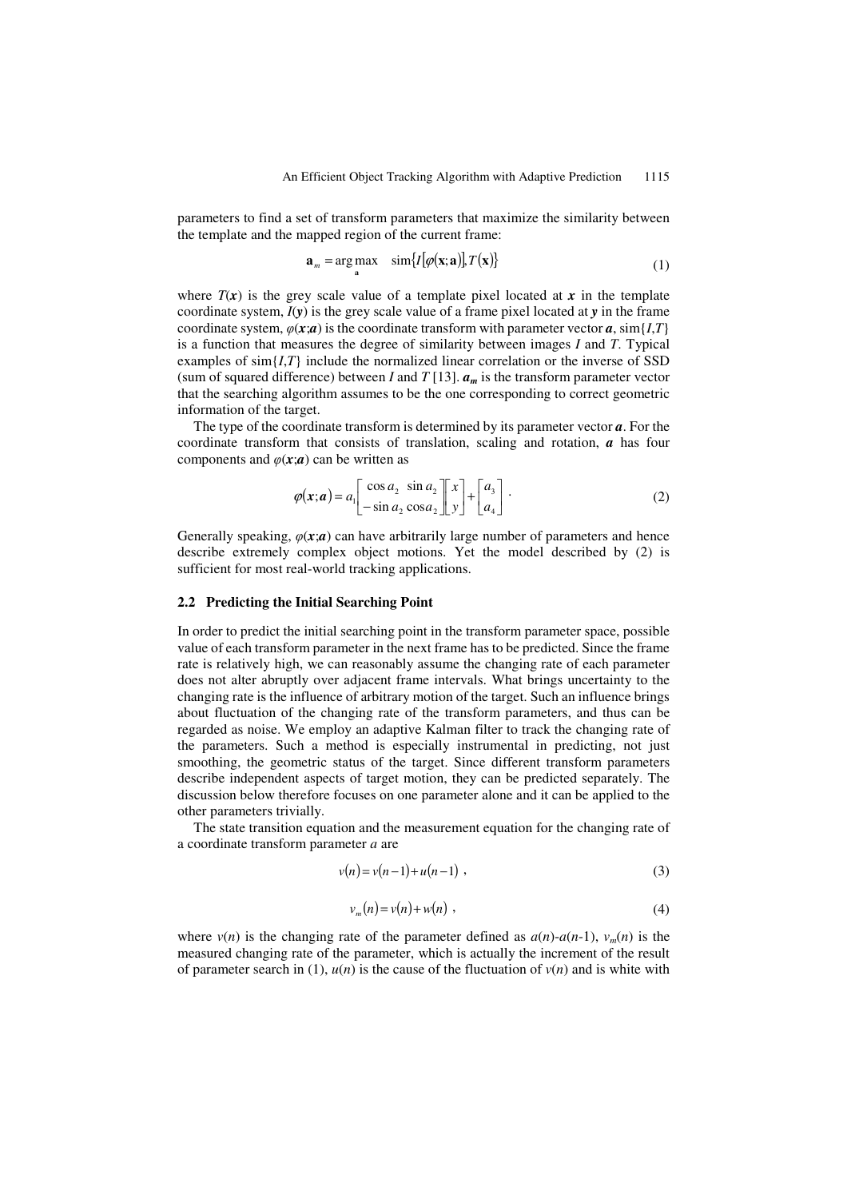parameters to find a set of transform parameters that maximize the similarity between the template and the mapped region of the current frame:

$$\mathbf{a}_m = \arg\max_{\mathbf{a}} \quad \text{sim}\{I[\varphi(\mathbf{x};\mathbf{a})], T(\mathbf{x})\} \tag{1}$$

where $T(\boldsymbol{x})$ is the grey scale value of a template pixel located at $\boldsymbol{x}$ in the template coordinate system, $I(\boldsymbol{y})$ is the grey scale value of a frame pixel located at $\boldsymbol{y}$ in the frame coordinate system, $\varphi(\boldsymbol{x};\boldsymbol{a})$ is the coordinate transform with parameter vector $\boldsymbol{a}$, sim$\{I,T\}$ is a function that measures the degree of similarity between images $I$ and $T$. Typical examples of sim$\{I,T\}$ include the normalized linear correlation or the inverse of SSD (sum of squared difference) between $I$ and $T$ [13]. $\boldsymbol{a_m}$ is the transform parameter vector that the searching algorithm assumes to be the one corresponding to correct geometric information of the target.

The type of the coordinate transform is determined by its parameter vector $\boldsymbol{a}$. For the coordinate transform that consists of translation, scaling and rotation, $\boldsymbol{a}$ has four components and $\varphi(\boldsymbol{x};\boldsymbol{a})$ can be written as

$$\varphi(\boldsymbol{x};\boldsymbol{a}) = a_1 \begin{bmatrix} \cos a_2 & \sin a_2 \\ -\sin a_2 & \cos a_2 \end{bmatrix} \begin{bmatrix} x \\ y \end{bmatrix} + \begin{bmatrix} a_3 \\ a_4 \end{bmatrix} . \tag{2}$$

Generally speaking, $\varphi(\boldsymbol{x};\boldsymbol{a})$ can have arbitrarily large number of parameters and hence describe extremely complex object motions. Yet the model described by (2) is sufficient for most real-world tracking applications.

### 2.2 Predicting the Initial Searching Point

In order to predict the initial searching point in the transform parameter space, possible value of each transform parameter in the next frame has to be predicted. Since the frame rate is relatively high, we can reasonably assume the changing rate of each parameter does not alter abruptly over adjacent frame intervals. What brings uncertainty to the changing rate is the influence of arbitrary motion of the target. Such an influence brings about fluctuation of the changing rate of the transform parameters, and thus can be regarded as noise. We employ an adaptive Kalman filter to track the changing rate of the parameters. Such a method is especially instrumental in predicting, not just smoothing, the geometric status of the target. Since different transform parameters describe independent aspects of target motion, they can be predicted separately. The discussion below therefore focuses on one parameter alone and it can be applied to the other parameters trivially.

The state transition equation and the measurement equation for the changing rate of a coordinate transform parameter $a$ are

$$v(n) = v(n-1) + u(n-1) \ , \tag{3}$$

$$v_m(n) = v(n) + w(n) \ , \tag{4}$$

where $v(n)$ is the changing rate of the parameter defined as $a(n)$-$a(n$-1), $v_m(n)$ is the measured changing rate of the parameter, which is actually the increment of the result of parameter search in (1), $u(n)$ is the cause of the fluctuation of $v(n)$ and is white with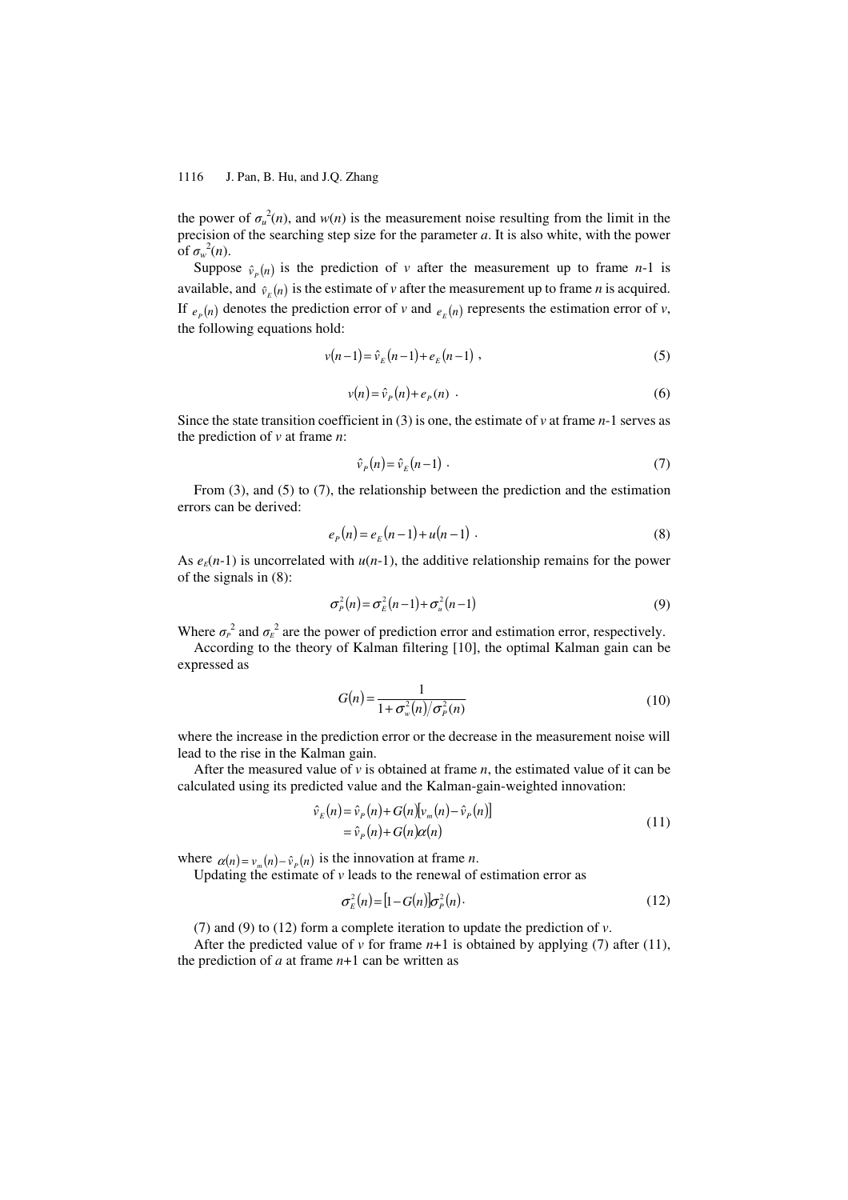the power of $\sigma_u^2(n)$, and $w(n)$ is the measurement noise resulting from the limit in the precision of the searching step size for the parameter $a$. It is also white, with the power of $\sigma_w^2(n)$.

Suppose $\hat{v}_P(n)$ is the prediction of $v$ after the measurement up to frame $n$-1 is available, and $\hat{v}_E(n)$ is the estimate of $v$ after the measurement up to frame $n$ is acquired. If $e_P(n)$ denotes the prediction error of $v$ and $e_E(n)$ represents the estimation error of $v$, the following equations hold:

$$v(n-1) = \hat{v}_E(n-1) + e_E(n-1) \ , \tag{5}$$

$$v(n) = \hat{v}_P(n) + e_P(n) \ . \tag{6}$$

Since the state transition coefficient in (3) is one, the estimate of $v$ at frame $n$-1 serves as the prediction of $v$ at frame $n$:

$$\hat{v}_P(n) = \hat{v}_E(n-1) \ . \tag{7}$$

From (3), and (5) to (7), the relationship between the prediction and the estimation errors can be derived:

$$e_P(n) = e_E(n-1) + u(n-1) \ . \tag{8}$$

As $e_E(n$-1) is uncorrelated with $u(n$-1), the additive relationship remains for the power of the signals in (8):

$$\sigma_P^2(n) = \sigma_E^2(n-1) + \sigma_u^2(n-1) \tag{9}$$

Where $\sigma_P^2$ and $\sigma_E^2$ are the power of prediction error and estimation error, respectively.

According to the theory of Kalman filtering [10], the optimal Kalman gain can be expressed as

$$G(n) = \frac{1}{1 + \sigma_w^2(n) / \sigma_P^2(n)} \tag{10}$$

where the increase in the prediction error or the decrease in the measurement noise will lead to the rise in the Kalman gain.

After the measured value of $v$ is obtained at frame $n$, the estimated value of it can be calculated using its predicted value and the Kalman-gain-weighted innovation:

$$\begin{aligned} \hat{v}_E(n) &= \hat{v}_P(n) + G(n)\left[v_m(n) - \hat{v}_P(n)\right] \\ &= \hat{v}_P(n) + G(n)\alpha(n) \end{aligned} \tag{11}$$

where $\alpha(n) = v_m(n) - \hat{v}_P(n)$ is the innovation at frame $n$.

Updating the estimate of $v$ leads to the renewal of estimation error as

$$\sigma_E^2(n) = \left[1 - G(n)\right]\sigma_P^2(n) \cdot \tag{12}$$

(7) and (9) to (12) form a complete iteration to update the prediction of $v$.

After the predicted value of $v$ for frame $n$+1 is obtained by applying (7) after (11), the prediction of $a$ at frame $n$+1 can be written as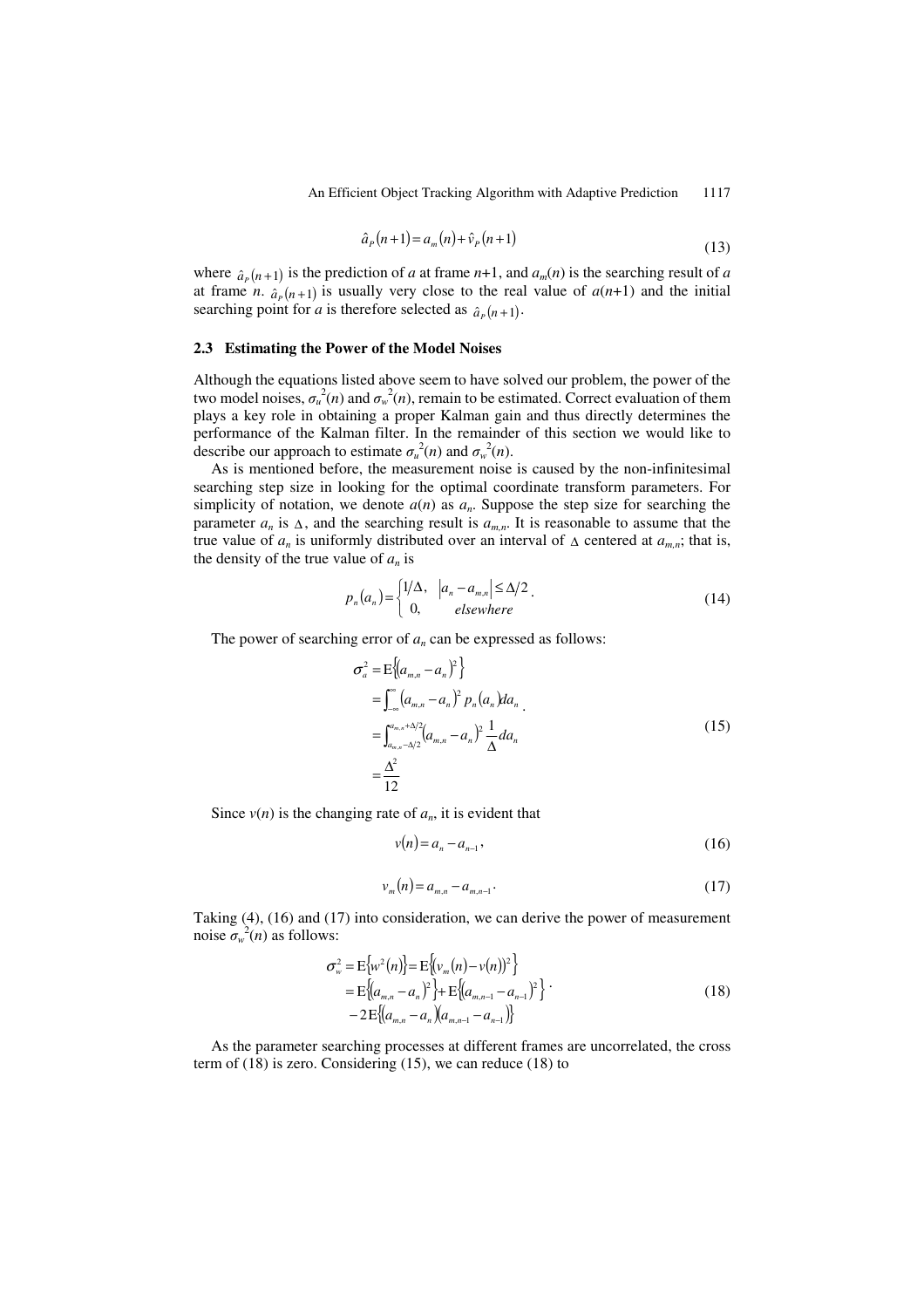$$\hat{a}_P(n+1) = a_m(n) + \hat{v}_P(n+1) \tag{13}$$

where $\hat{a}_P(n+1)$ is the prediction of $a$ at frame $n$+1, and $a_m(n)$ is the searching result of $a$ at frame $n$. $\hat{a}_P(n+1)$ is usually very close to the real value of $a(n+1)$ and the initial searching point for $a$ is therefore selected as $\hat{a}_P(n+1)$.

### 2.3 Estimating the Power of the Model Noises

Although the equations listed above seem to have solved our problem, the power of the two model noises, $\sigma_u^2(n)$ and $\sigma_w^2(n)$, remain to be estimated. Correct evaluation of them plays a key role in obtaining a proper Kalman gain and thus directly determines the performance of the Kalman filter. In the remainder of this section we would like to describe our approach to estimate $\sigma_u^2(n)$ and $\sigma_w^2(n)$.

As is mentioned before, the measurement noise is caused by the non-infinitesimal searching step size in looking for the optimal coordinate transform parameters. For simplicity of notation, we denote $a(n)$ as $a_n$. Suppose the step size for searching the parameter $a_n$ is $\Delta$, and the searching result is $a_{m,n}$. It is reasonable to assume that the true value of $a_n$ is uniformly distributed over an interval of $\Delta$ centered at $a_{m,n}$; that is, the density of the true value of $a_n$ is

$$p_n(a_n) = \begin{cases} 1/\Delta, & |a_n - a_{m,n}| \le \Delta/2 \\ 0, & elsewhere \end{cases}. \tag{14}$$

The power of searching error of $a_n$ can be expressed as follows:

$$\begin{aligned} \sigma_a^2 &= \mathrm{E}\left\{(a_{m,n} - a_n)^2\right\} \\ &= \int_{-\infty}^{\infty} (a_{m,n} - a_n)^2 \, p_n(a_n) da_n \\ &= \int_{a_{m,n}-\Delta/2}^{a_{m,n}+\Delta/2} (a_{m,n} - a_n)^2 \frac{1}{\Delta} da_n \\ &= \frac{\Delta^2}{12} \end{aligned}. \tag{15}$$

Since $v(n)$ is the changing rate of $a_n$, it is evident that

$$v(n) = a_n - a_{n-1}, \tag{16}$$

$$v_m(n) = a_{m,n} - a_{m,n-1}. \tag{17}$$

Taking (4), (16) and (17) into consideration, we can derive the power of measurement noise $\sigma_w^2(n)$ as follows:

$$\begin{aligned} \sigma_w^2 &= \mathrm{E}\left\{w^2(n)\right\} = \mathrm{E}\left\{(v_m(n) - v(n))^2\right\} \\ &= \mathrm{E}\left\{(a_{m,n} - a_n)^2\right\} + \mathrm{E}\left\{(a_{m,n-1} - a_{n-1})^2\right\} \\ &\quad - 2\mathrm{E}\left\{(a_{m,n} - a_n)(a_{m,n-1} - a_{n-1})\right\} \end{aligned}. \tag{18}$$

As the parameter searching processes at different frames are uncorrelated, the cross term of (18) is zero. Considering (15), we can reduce (18) to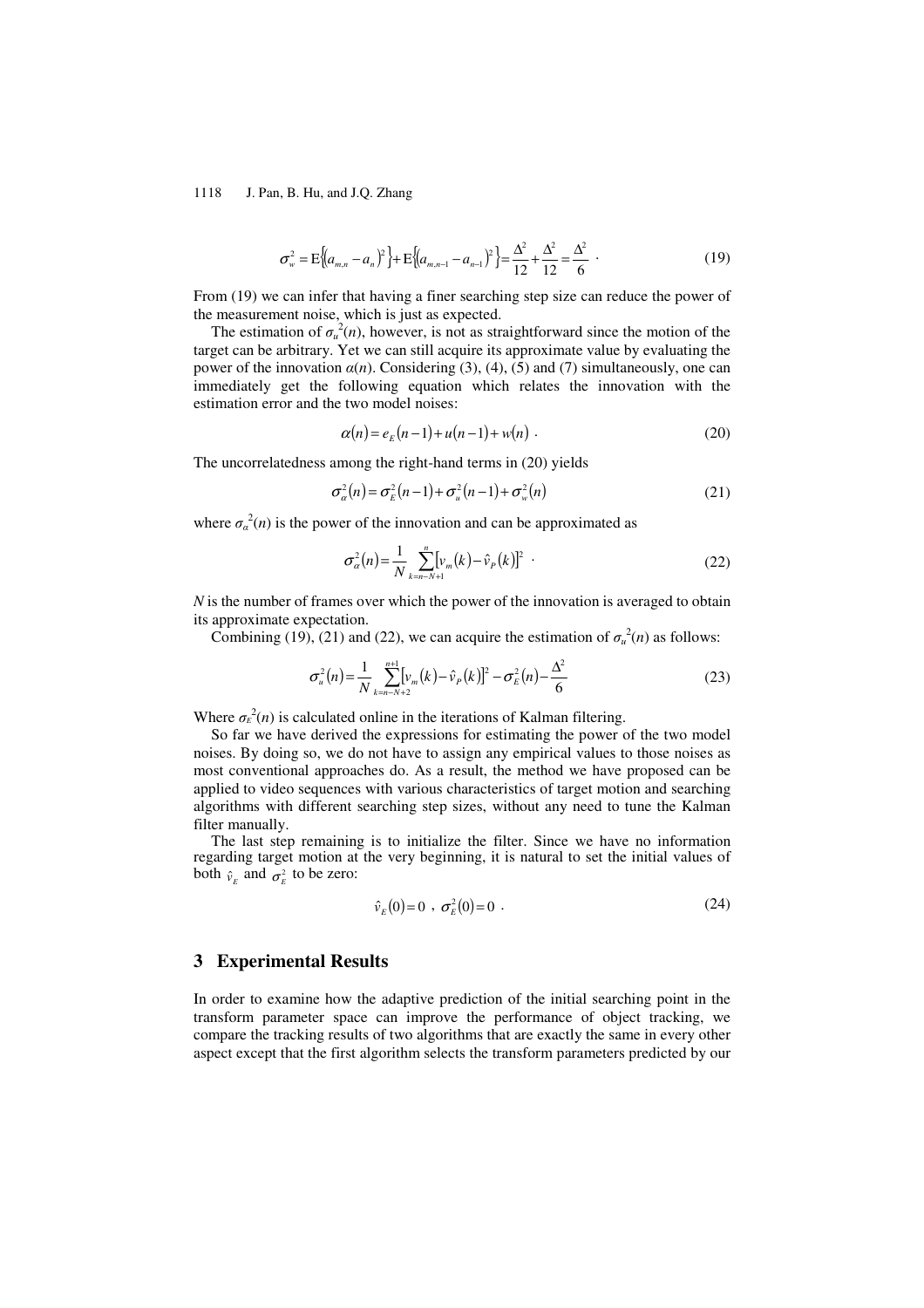$$\sigma_w^2 = \mathrm{E}\left\{(a_{m,n} - a_n)^2\right\} + \mathrm{E}\left\{(a_{m,n-1} - a_{n-1})^2\right\} = \frac{\Delta^2}{12} + \frac{\Delta^2}{12} = \frac{\Delta^2}{6} \ . \tag{19}$$

From (19) we can infer that having a finer searching step size can reduce the power of the measurement noise, which is just as expected.

The estimation of $\sigma_u^2(n)$, however, is not as straightforward since the motion of the target can be arbitrary. Yet we can still acquire its approximate value by evaluating the power of the innovation $\alpha(n)$. Considering (3), (4), (5) and (7) simultaneously, one can immediately get the following equation which relates the innovation with the estimation error and the two model noises:

$$\alpha(n) = e_E(n-1) + u(n-1) + w(n) \ . \tag{20}$$

The uncorrelatedness among the right-hand terms in (20) yields

$$\sigma_\alpha^2(n) = \sigma_E^2(n-1) + \sigma_u^2(n-1) + \sigma_w^2(n) \tag{21}$$

where $\sigma_\alpha^2(n)$ is the power of the innovation and can be approximated as

$$\sigma_\alpha^2(n) = \frac{1}{N} \sum_{k=n-N+1}^{n} \left[v_m(k) - \hat{v}_P(k)\right]^2 \ . \tag{22}$$

$N$ is the number of frames over which the power of the innovation is averaged to obtain its approximate expectation.

Combining (19), (21) and (22), we can acquire the estimation of $\sigma_u^2(n)$ as follows:

$$\sigma_u^2(n) = \frac{1}{N} \sum_{k=n-N+2}^{n+1} \left[v_m(k) - \hat{v}_P(k)\right]^2 - \sigma_E^2(n) - \frac{\Delta^2}{6} \tag{23}$$

Where $\sigma_E^2(n)$ is calculated online in the iterations of Kalman filtering.

So far we have derived the expressions for estimating the power of the two model noises. By doing so, we do not have to assign any empirical values to those noises as most conventional approaches do. As a result, the method we have proposed can be applied to video sequences with various characteristics of target motion and searching algorithms with different searching step sizes, without any need to tune the Kalman filter manually.

The last step remaining is to initialize the filter. Since we have no information regarding target motion at the very beginning, it is natural to set the initial values of both $\hat{v}_E$ and $\sigma_E^2$ to be zero:

$$\hat{v}_E(0) = 0 \ , \ \sigma_E^2(0) = 0 \ . \tag{24}$$

## 3 Experimental Results

In order to examine how the adaptive prediction of the initial searching point in the transform parameter space can improve the performance of object tracking, we compare the tracking results of two algorithms that are exactly the same in every other aspect except that the first algorithm selects the transform parameters predicted by our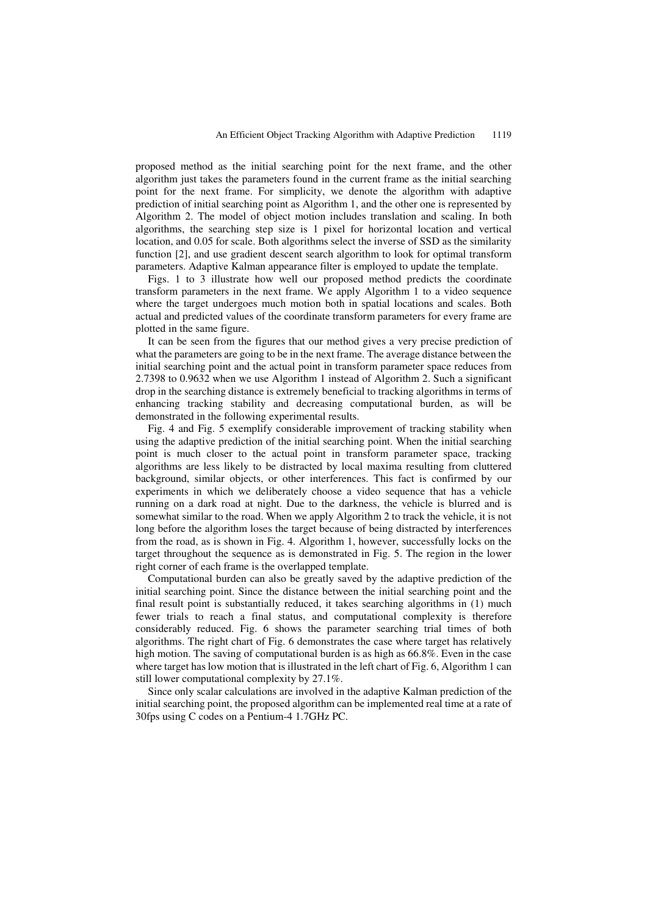proposed method as the initial searching point for the next frame, and the other algorithm just takes the parameters found in the current frame as the initial searching point for the next frame. For simplicity, we denote the algorithm with adaptive prediction of initial searching point as Algorithm 1, and the other one is represented by Algorithm 2. The model of object motion includes translation and scaling. In both algorithms, the searching step size is 1 pixel for horizontal location and vertical location, and 0.05 for scale. Both algorithms select the inverse of SSD as the similarity function [2], and use gradient descent search algorithm to look for optimal transform parameters. Adaptive Kalman appearance filter is employed to update the template.

Figs. 1 to 3 illustrate how well our proposed method predicts the coordinate transform parameters in the next frame. We apply Algorithm 1 to a video sequence where the target undergoes much motion both in spatial locations and scales. Both actual and predicted values of the coordinate transform parameters for every frame are plotted in the same figure.

It can be seen from the figures that our method gives a very precise prediction of what the parameters are going to be in the next frame. The average distance between the initial searching point and the actual point in transform parameter space reduces from 2.7398 to 0.9632 when we use Algorithm 1 instead of Algorithm 2. Such a significant drop in the searching distance is extremely beneficial to tracking algorithms in terms of enhancing tracking stability and decreasing computational burden, as will be demonstrated in the following experimental results.

Fig. 4 and Fig. 5 exemplify considerable improvement of tracking stability when using the adaptive prediction of the initial searching point. When the initial searching point is much closer to the actual point in transform parameter space, tracking algorithms are less likely to be distracted by local maxima resulting from cluttered background, similar objects, or other interferences. This fact is confirmed by our experiments in which we deliberately choose a video sequence that has a vehicle running on a dark road at night. Due to the darkness, the vehicle is blurred and is somewhat similar to the road. When we apply Algorithm 2 to track the vehicle, it is not long before the algorithm loses the target because of being distracted by interferences from the road, as is shown in Fig. 4. Algorithm 1, however, successfully locks on the target throughout the sequence as is demonstrated in Fig. 5. The region in the lower right corner of each frame is the overlapped template.

Computational burden can also be greatly saved by the adaptive prediction of the initial searching point. Since the distance between the initial searching point and the final result point is substantially reduced, it takes searching algorithms in (1) much fewer trials to reach a final status, and computational complexity is therefore considerably reduced. Fig. 6 shows the parameter searching trial times of both algorithms. The right chart of Fig. 6 demonstrates the case where target has relatively high motion. The saving of computational burden is as high as 66.8%. Even in the case where target has low motion that is illustrated in the left chart of Fig. 6, Algorithm 1 can still lower computational complexity by 27.1%.

Since only scalar calculations are involved in the adaptive Kalman prediction of the initial searching point, the proposed algorithm can be implemented real time at a rate of 30fps using C codes on a Pentium-4 1.7GHz PC.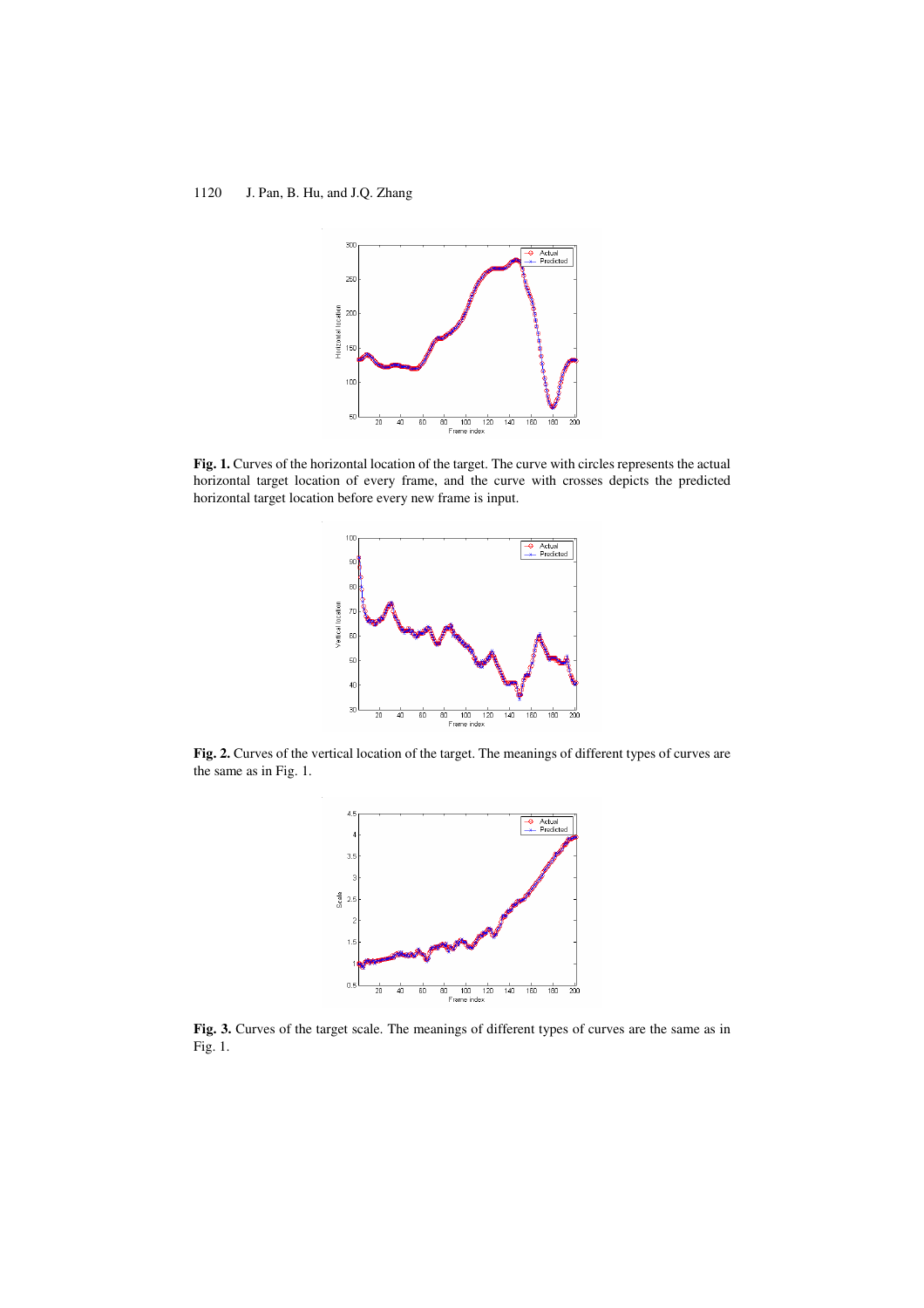**Fig. 1.** Curves of the horizontal location of the target. The curve with circles represents the actual horizontal target location of every frame, and the curve with crosses depicts the predicted horizontal target location before every new frame is input.

**Fig. 2.** Curves of the vertical location of the target. The meanings of different types of curves are the same as in Fig. 1.

**Fig. 3.** Curves of the target scale. The meanings of different types of curves are the same as in Fig. 1.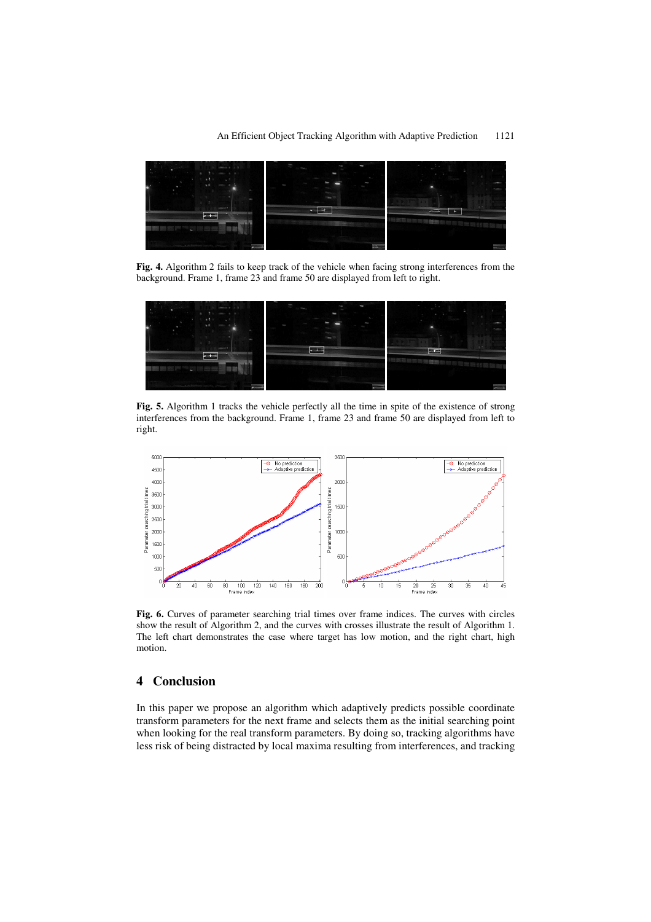**Fig. 4.** Algorithm 2 fails to keep track of the vehicle when facing strong interferences from the background. Frame 1, frame 23 and frame 50 are displayed from left to right.

**Fig. 5.** Algorithm 1 tracks the vehicle perfectly all the time in spite of the existence of strong interferences from the background. Frame 1, frame 23 and frame 50 are displayed from left to right.

**Fig. 6.** Curves of parameter searching trial times over frame indices. The curves with circles show the result of Algorithm 2, and the curves with crosses illustrate the result of Algorithm 1. The left chart demonstrates the case where target has low motion, and the right chart, high motion.

## 4 Conclusion

In this paper we propose an algorithm which adaptively predicts possible coordinate transform parameters for the next frame and selects them as the initial searching point when looking for the real transform parameters. By doing so, tracking algorithms have less risk of being distracted by local maxima resulting from interferences, and tracking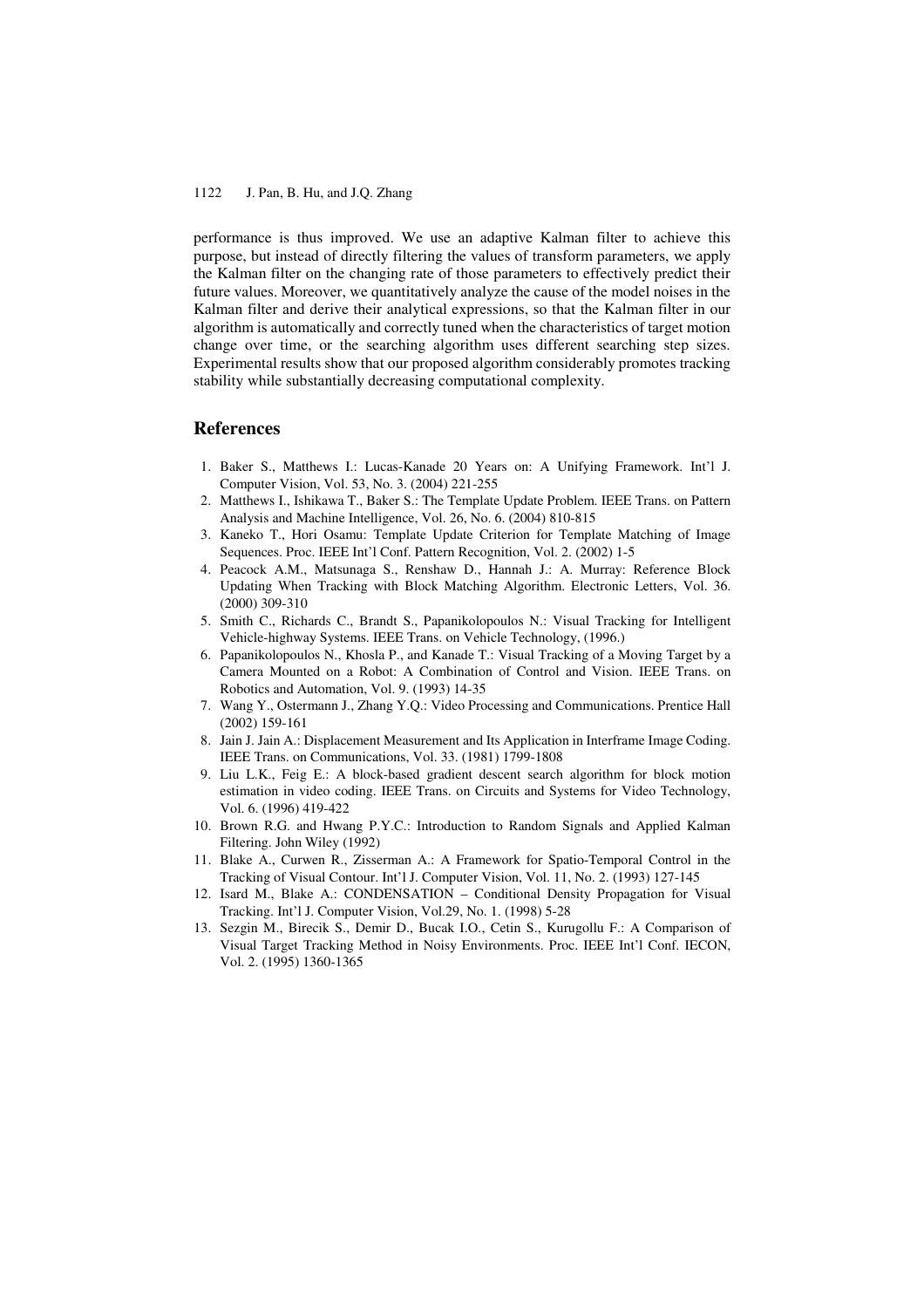performance is thus improved. We use an adaptive Kalman filter to achieve this purpose, but instead of directly filtering the values of transform parameters, we apply the Kalman filter on the changing rate of those parameters to effectively predict their future values. Moreover, we quantitatively analyze the cause of the model noises in the Kalman filter and derive their analytical expressions, so that the Kalman filter in our algorithm is automatically and correctly tuned when the characteristics of target motion change over time, or the searching algorithm uses different searching step sizes. Experimental results show that our proposed algorithm considerably promotes tracking stability while substantially decreasing computational complexity.

## References

1. Baker S., Matthews I.: Lucas-Kanade 20 Years on: A Unifying Framework. Int'l J. Computer Vision, Vol. 53, No. 3. (2004) 221-255
2. Matthews I., Ishikawa T., Baker S.: The Template Update Problem. IEEE Trans. on Pattern Analysis and Machine Intelligence, Vol. 26, No. 6. (2004) 810-815
3. Kaneko T., Hori Osamu: Template Update Criterion for Template Matching of Image Sequences. Proc. IEEE Int'l Conf. Pattern Recognition, Vol. 2. (2002) 1-5
4. Peacock A.M., Matsunaga S., Renshaw D., Hannah J.: A. Murray: Reference Block Updating When Tracking with Block Matching Algorithm. Electronic Letters, Vol. 36. (2000) 309-310
5. Smith C., Richards C., Brandt S., Papanikolopoulos N.: Visual Tracking for Intelligent Vehicle-highway Systems. IEEE Trans. on Vehicle Technology, (1996.)
6. Papanikolopoulos N., Khosla P., and Kanade T.: Visual Tracking of a Moving Target by a Camera Mounted on a Robot: A Combination of Control and Vision. IEEE Trans. on Robotics and Automation, Vol. 9. (1993) 14-35
7. Wang Y., Ostermann J., Zhang Y.Q.: Video Processing and Communications. Prentice Hall (2002) 159-161
8. Jain J. Jain A.: Displacement Measurement and Its Application in Interframe Image Coding. IEEE Trans. on Communications, Vol. 33. (1981) 1799-1808
9. Liu L.K., Feig E.: A block-based gradient descent search algorithm for block motion estimation in video coding. IEEE Trans. on Circuits and Systems for Video Technology, Vol. 6. (1996) 419-422
10. Brown R.G. and Hwang P.Y.C.: Introduction to Random Signals and Applied Kalman Filtering. John Wiley (1992)
11. Blake A., Curwen R., Zisserman A.: A Framework for Spatio-Temporal Control in the Tracking of Visual Contour. Int'l J. Computer Vision, Vol. 11, No. 2. (1993) 127-145
12. Isard M., Blake A.: CONDENSATION – Conditional Density Propagation for Visual Tracking. Int'l J. Computer Vision, Vol.29, No. 1. (1998) 5-28
13. Sezgin M., Birecik S., Demir D., Bucak I.O., Cetin S., Kurugollu F.: A Comparison of Visual Target Tracking Method in Noisy Environments. Proc. IEEE Int'l Conf. IECON, Vol. 2. (1995) 1360-1365